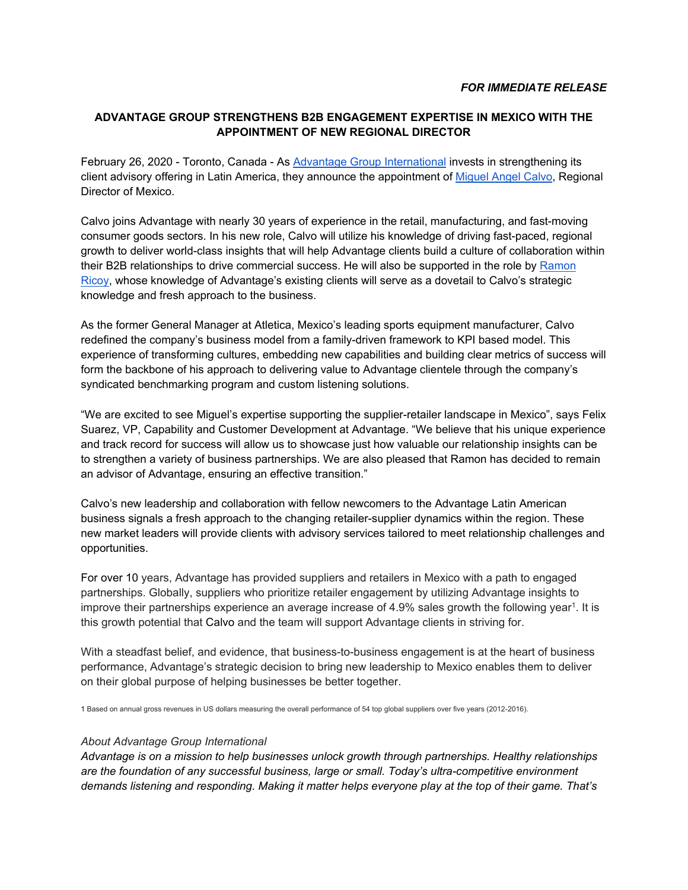*FOR IMMEDIATE RELEASE*

**ADVANTAGE GROUP STRENGTHENS B2B ENGAGEMENT EXPERTISE IN MEXICO WITH THE APPOINTMENT OF NEW REGIONAL DIRECTOR**

February 26, 2020 - Toronto, Canada - As Advantage Group International invests in strengthening its client advisory offering in Latin America, they announce the appointment of Miguel Angel Calvo, Regional Director of Mexico.

Calvo joins Advantage with nearly 30 years of experience in the retail, manufacturing, and fast-moving consumer goods sectors. In his new role, Calvo will utilize his knowledge of driving fast-paced, regional growth to deliver world-class insights that will help Advantage clients build a culture of collaboration within their B2B relationships to drive commercial success. He will also be supported in the role by Ramon Ricoy, whose knowledge of Advantage's existing clients will serve as a dovetail to Calvo's strategic knowledge and fresh approach to the business.

As the former General Manager at Atletica, Mexico's leading sports equipment manufacturer, Calvo redefined the company's business model from a family-driven framework to KPI based model. This experience of transforming cultures, embedding new capabilities and building clear metrics of success will form the backbone of his approach to delivering value to Advantage clientele through the company's syndicated benchmarking program and custom listening solutions.

"We are excited to see Miguel's expertise supporting the supplier-retailer landscape in Mexico", says Felix Suarez, VP, Capability and Customer Development at Advantage. "We believe that his unique experience and track record for success will allow us to showcase just how valuable our relationship insights can be to strengthen a variety of business partnerships. We are also pleased that Ramon has decided to remain an advisor of Advantage, ensuring an effective transition."

Calvo's new leadership and collaboration with fellow newcomers to the Advantage Latin American business signals a fresh approach to the changing retailer-supplier dynamics within the region. These new market leaders will provide clients with advisory services tailored to meet relationship challenges and opportunities.

For over 10 years, Advantage has provided suppliers and retailers in Mexico with a path to engaged partnerships. Globally, suppliers who prioritize retailer engagement by utilizing Advantage insights to improve their partnerships experience an average increase of 4.9% sales growth the following year[1]. It is this growth potential that Calvo and the team will support Advantage clients in striving for.

With a steadfast belief, and evidence, that business-to-business engagement is at the heart of business performance, Advantage's strategic decision to bring new leadership to Mexico enables them to deliver on their global purpose of helping businesses be better together.

1 Based on annual gross revenues in US dollars measuring the overall performance of 54 top global suppliers over five years (2012-2016).

*About Advantage Group International*

*Advantage is on a mission to help businesses unlock growth through partnerships. Healthy relationships are the foundation of any successful business, large or small. Today's ultra-competitive environment demands listening and responding. Making it matter helps everyone play at the top of their game. That's*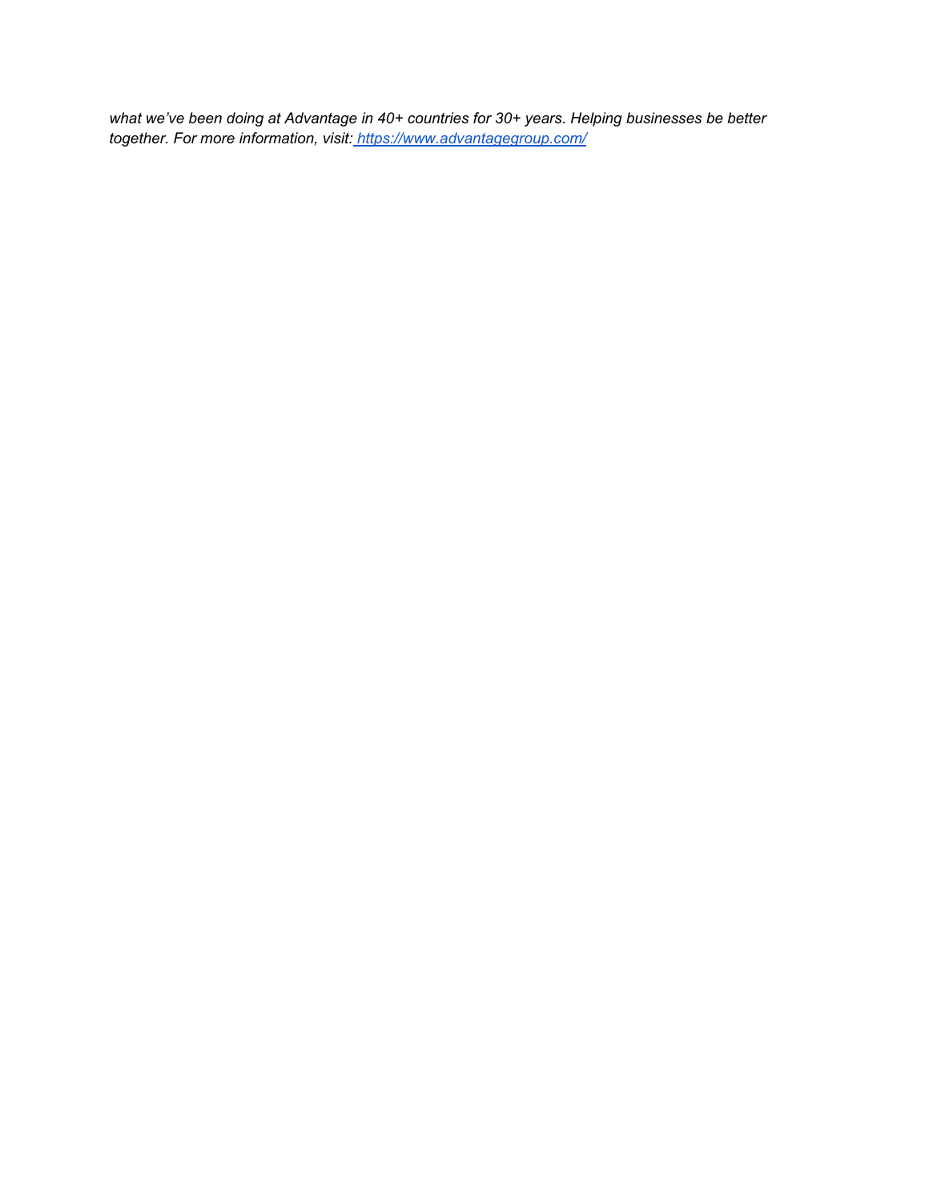*what we've been doing at Advantage in 40+ countries for 30+ years. Helping businesses be better together. For more information, visit: [https://www.advantagegroup.com/](https://www.advantagegroup.com/)*